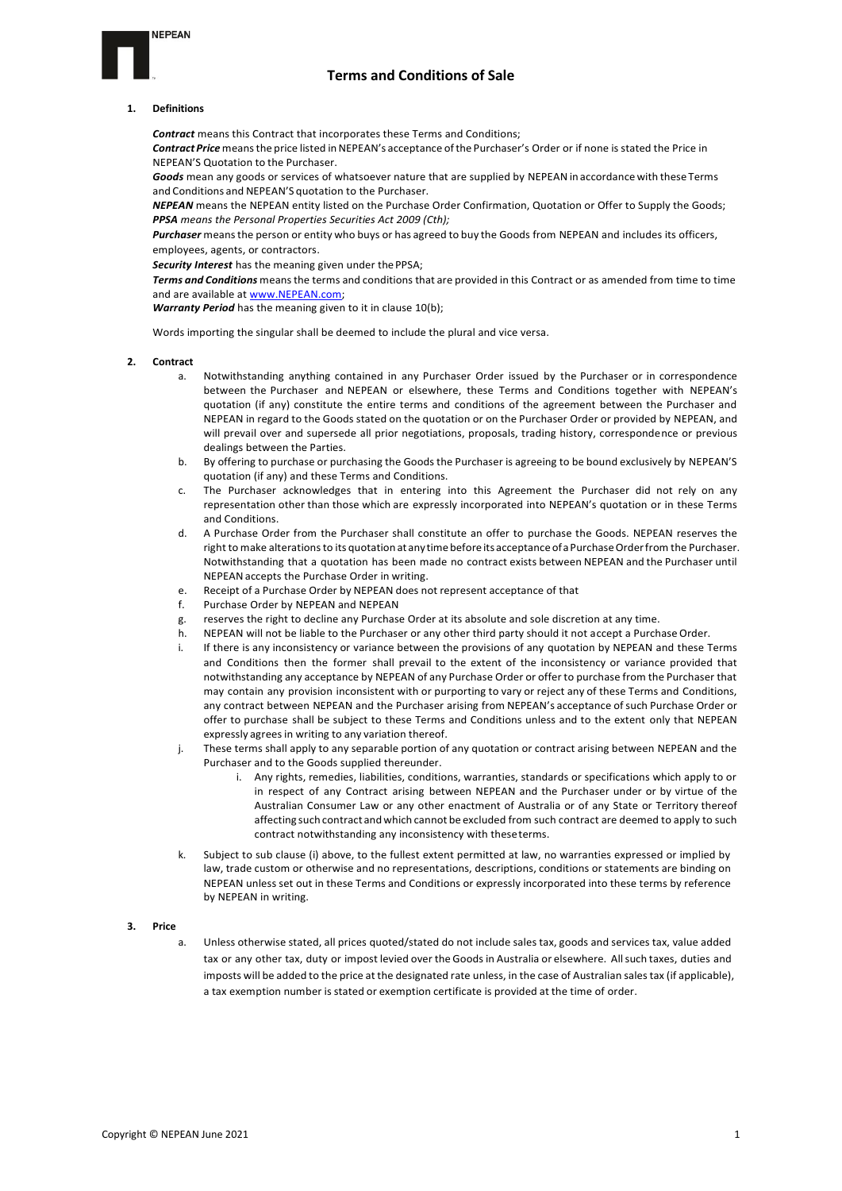NEPEAN

# Terms and Conditions of Sale

## 1. Definitions

***Contract*** means this Contract that incorporates these Terms and Conditions;

***Contract Price*** means the price listed in NEPEAN's acceptance of the Purchaser's Order or if none is stated the Price in NEPEAN'S Quotation to the Purchaser.

***Goods*** mean any goods or services of whatsoever nature that are supplied by NEPEAN in accordance with these Terms and Conditions and NEPEAN'S quotation to the Purchaser.

***NEPEAN*** means the NEPEAN entity listed on the Purchase Order Confirmation, Quotation or Offer to Supply the Goods;

***PPSA*** *means the Personal Properties Securities Act 2009 (Cth);*

***Purchaser*** means the person or entity who buys or has agreed to buy the Goods from NEPEAN and includes its officers, employees, agents, or contractors.

***Security Interest*** has the meaning given under the PPSA;

***Terms and Conditions*** means the terms and conditions that are provided in this Contract or as amended from time to time and are available at www.NEPEAN.com;

***Warranty Period*** has the meaning given to it in clause 10(b);

Words importing the singular shall be deemed to include the plural and vice versa.

## 2. Contract

a. Notwithstanding anything contained in any Purchaser Order issued by the Purchaser or in correspondence between the Purchaser and NEPEAN or elsewhere, these Terms and Conditions together with NEPEAN's quotation (if any) constitute the entire terms and conditions of the agreement between the Purchaser and NEPEAN in regard to the Goods stated on the quotation or on the Purchaser Order or provided by NEPEAN, and will prevail over and supersede all prior negotiations, proposals, trading history, correspondence or previous dealings between the Parties.

b. By offering to purchase or purchasing the Goods the Purchaser is agreeing to be bound exclusively by NEPEAN'S quotation (if any) and these Terms and Conditions.

c. The Purchaser acknowledges that in entering into this Agreement the Purchaser did not rely on any representation other than those which are expressly incorporated into NEPEAN's quotation or in these Terms and Conditions.

d. A Purchase Order from the Purchaser shall constitute an offer to purchase the Goods. NEPEAN reserves the right to make alterations to its quotation at any time before its acceptance of a Purchase Order from the Purchaser. Notwithstanding that a quotation has been made no contract exists between NEPEAN and the Purchaser until NEPEAN accepts the Purchase Order in writing.

e. Receipt of a Purchase Order by NEPEAN does not represent acceptance of that

f. Purchase Order by NEPEAN and NEPEAN

g. reserves the right to decline any Purchase Order at its absolute and sole discretion at any time.

h. NEPEAN will not be liable to the Purchaser or any other third party should it not accept a Purchase Order.

i. If there is any inconsistency or variance between the provisions of any quotation by NEPEAN and these Terms and Conditions then the former shall prevail to the extent of the inconsistency or variance provided that notwithstanding any acceptance by NEPEAN of any Purchase Order or offer to purchase from the Purchaser that may contain any provision inconsistent with or purporting to vary or reject any of these Terms and Conditions, any contract between NEPEAN and the Purchaser arising from NEPEAN's acceptance of such Purchase Order or offer to purchase shall be subject to these Terms and Conditions unless and to the extent only that NEPEAN expressly agrees in writing to any variation thereof.

j. These terms shall apply to any separable portion of any quotation or contract arising between NEPEAN and the Purchaser and to the Goods supplied thereunder.

   i. Any rights, remedies, liabilities, conditions, warranties, standards or specifications which apply to or in respect of any Contract arising between NEPEAN and the Purchaser under or by virtue of the Australian Consumer Law or any other enactment of Australia or of any State or Territory thereof affecting such contract and which cannot be excluded from such contract are deemed to apply to such contract notwithstanding any inconsistency with these terms.

k. Subject to sub clause (i) above, to the fullest extent permitted at law, no warranties expressed or implied by law, trade custom or otherwise and no representations, descriptions, conditions or statements are binding on NEPEAN unless set out in these Terms and Conditions or expressly incorporated into these terms by reference by NEPEAN in writing.

## 3. Price

a. Unless otherwise stated, all prices quoted/stated do not include sales tax, goods and services tax, value added tax or any other tax, duty or impost levied over the Goods in Australia or elsewhere. All such taxes, duties and imposts will be added to the price at the designated rate unless, in the case of Australian sales tax (if applicable), a tax exemption number is stated or exemption certificate is provided at the time of order.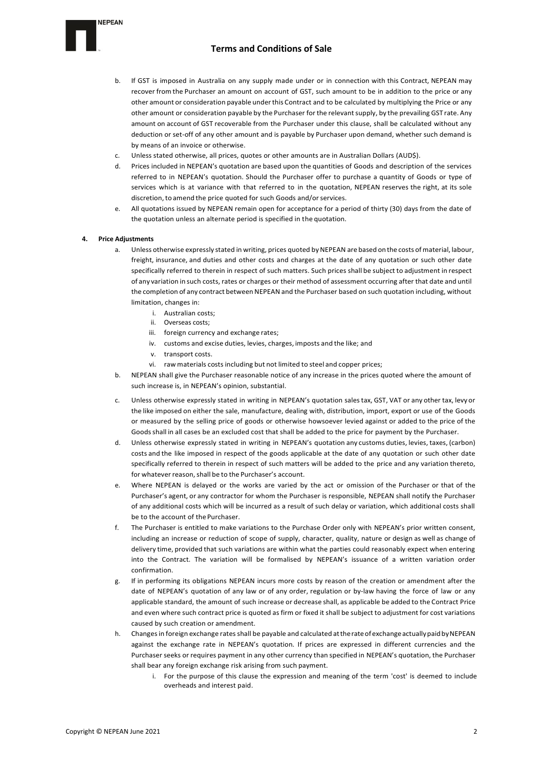b. If GST is imposed in Australia on any supply made under or in connection with this Contract, NEPEAN may recover from the Purchaser an amount on account of GST, such amount to be in addition to the price or any other amount or consideration payable under this Contract and to be calculated by multiplying the Price or any other amount or consideration payable by the Purchaser for the relevant supply, by the prevailing GST rate. Any amount on account of GST recoverable from the Purchaser under this clause, shall be calculated without any deduction or set-off of any other amount and is payable by Purchaser upon demand, whether such demand is by means of an invoice or otherwise.

c. Unless stated otherwise, all prices, quotes or other amounts are in Australian Dollars (AUD$).

d. Prices included in NEPEAN's quotation are based upon the quantities of Goods and description of the services referred to in NEPEAN's quotation. Should the Purchaser offer to purchase a quantity of Goods or type of services which is at variance with that referred to in the quotation, NEPEAN reserves the right, at its sole discretion, to amend the price quoted for such Goods and/or services.

e. All quotations issued by NEPEAN remain open for acceptance for a period of thirty (30) days from the date of the quotation unless an alternate period is specified in the quotation.

**4. Price Adjustments**

a. Unless otherwise expressly stated in writing, prices quoted by NEPEAN are based on the costs of material, labour, freight, insurance, and duties and other costs and charges at the date of any quotation or such other date specifically referred to therein in respect of such matters. Such prices shall be subject to adjustment in respect of any variation in such costs, rates or charges or their method of assessment occurring after that date and until the completion of any contract between NEPEAN and the Purchaser based on such quotation including, without limitation, changes in:

   i. Australian costs;
   ii. Overseas costs;
   iii. foreign currency and exchange rates;
   iv. customs and excise duties, levies, charges, imposts and the like; and
   v. transport costs.
   vi. raw materials costs including but not limited to steel and copper prices;

b. NEPEAN shall give the Purchaser reasonable notice of any increase in the prices quoted where the amount of such increase is, in NEPEAN's opinion, substantial.

c. Unless otherwise expressly stated in writing in NEPEAN's quotation sales tax, GST, VAT or any other tax, levy or the like imposed on either the sale, manufacture, dealing with, distribution, import, export or use of the Goods or measured by the selling price of goods or otherwise howsoever levied against or added to the price of the Goods shall in all cases be an excluded cost that shall be added to the price for payment by the Purchaser.

d. Unless otherwise expressly stated in writing in NEPEAN's quotation any customs duties, levies, taxes, (carbon) costs and the like imposed in respect of the goods applicable at the date of any quotation or such other date specifically referred to therein in respect of such matters will be added to the price and any variation thereto, for whatever reason, shall be to the Purchaser's account.

e. Where NEPEAN is delayed or the works are varied by the act or omission of the Purchaser or that of the Purchaser's agent, or any contractor for whom the Purchaser is responsible, NEPEAN shall notify the Purchaser of any additional costs which will be incurred as a result of such delay or variation, which additional costs shall be to the account of the Purchaser.

f. The Purchaser is entitled to make variations to the Purchase Order only with NEPEAN's prior written consent, including an increase or reduction of scope of supply, character, quality, nature or design as well as change of delivery time, provided that such variations are within what the parties could reasonably expect when entering into the Contract. The variation will be formalised by NEPEAN's issuance of a written variation order confirmation.

g. If in performing its obligations NEPEAN incurs more costs by reason of the creation or amendment after the date of NEPEAN's quotation of any law or of any order, regulation or by-law having the force of law or any applicable standard, the amount of such increase or decrease shall, as applicable be added to the Contract Price and even where such contract price is quoted as firm or fixed it shall be subject to adjustment for cost variations caused by such creation or amendment.

h. Changes in foreign exchange rates shall be payable and calculated at the rate of exchange actually paid by NEPEAN against the exchange rate in NEPEAN's quotation. If prices are expressed in different currencies and the Purchaser seeks or requires payment in any other currency than specified in NEPEAN's quotation, the Purchaser shall bear any foreign exchange risk arising from such payment.

   i. For the purpose of this clause the expression and meaning of the term 'cost' is deemed to include overheads and interest paid.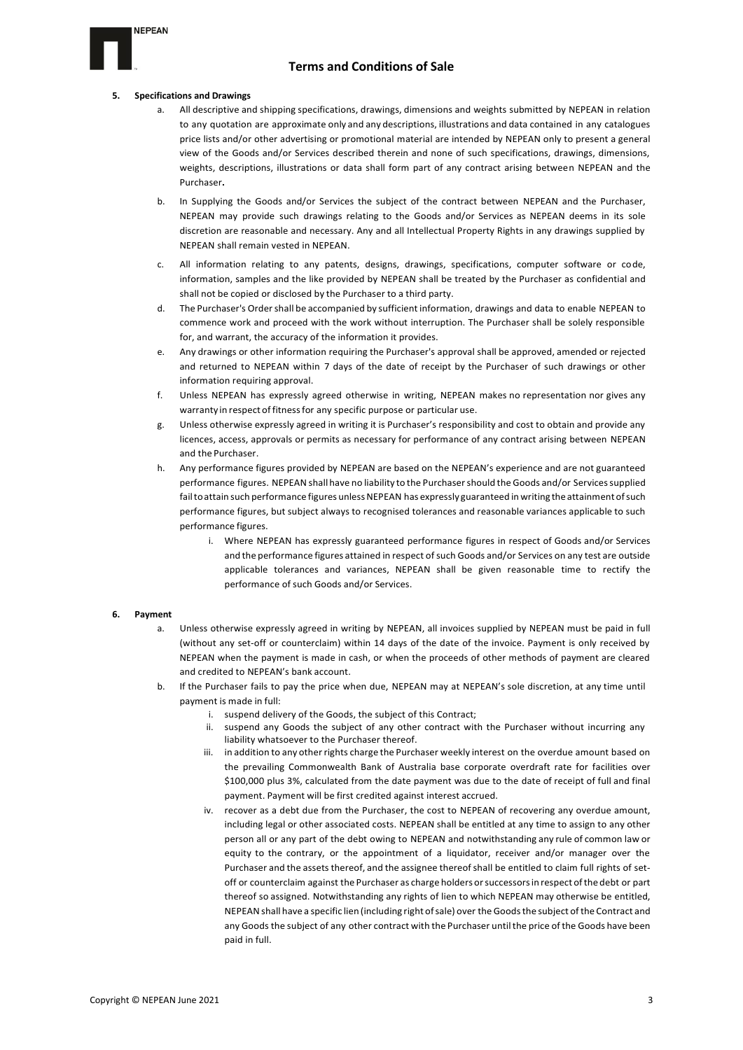**5. Specifications and Drawings**

a. All descriptive and shipping specifications, drawings, dimensions and weights submitted by NEPEAN in relation to any quotation are approximate only and any descriptions, illustrations and data contained in any catalogues price lists and/or other advertising or promotional material are intended by NEPEAN only to present a general view of the Goods and/or Services described therein and none of such specifications, drawings, dimensions, weights, descriptions, illustrations or data shall form part of any contract arising between NEPEAN and the Purchaser**.**

b. In Supplying the Goods and/or Services the subject of the contract between NEPEAN and the Purchaser, NEPEAN may provide such drawings relating to the Goods and/or Services as NEPEAN deems in its sole discretion are reasonable and necessary. Any and all Intellectual Property Rights in any drawings supplied by NEPEAN shall remain vested in NEPEAN.

c. All information relating to any patents, designs, drawings, specifications, computer software or code, information, samples and the like provided by NEPEAN shall be treated by the Purchaser as confidential and shall not be copied or disclosed by the Purchaser to a third party.

d. The Purchaser's Order shall be accompanied by sufficient information, drawings and data to enable NEPEAN to commence work and proceed with the work without interruption. The Purchaser shall be solely responsible for, and warrant, the accuracy of the information it provides.

e. Any drawings or other information requiring the Purchaser's approval shall be approved, amended or rejected and returned to NEPEAN within 7 days of the date of receipt by the Purchaser of such drawings or other information requiring approval.

f. Unless NEPEAN has expressly agreed otherwise in writing, NEPEAN makes no representation nor gives any warranty in respect of fitness for any specific purpose or particular use.

g. Unless otherwise expressly agreed in writing it is Purchaser's responsibility and cost to obtain and provide any licences, access, approvals or permits as necessary for performance of any contract arising between NEPEAN and the Purchaser.

h. Any performance figures provided by NEPEAN are based on the NEPEAN's experience and are not guaranteed performance figures. NEPEAN shall have no liability to the Purchaser should the Goods and/or Services supplied fail to attain such performance figures unless NEPEAN has expressly guaranteed in writing the attainment of such performance figures, but subject always to recognised tolerances and reasonable variances applicable to such performance figures.

   i. Where NEPEAN has expressly guaranteed performance figures in respect of Goods and/or Services and the performance figures attained in respect of such Goods and/or Services on any test are outside applicable tolerances and variances, NEPEAN shall be given reasonable time to rectify the performance of such Goods and/or Services.

**6. Payment**

a. Unless otherwise expressly agreed in writing by NEPEAN, all invoices supplied by NEPEAN must be paid in full (without any set-off or counterclaim) within 14 days of the date of the invoice. Payment is only received by NEPEAN when the payment is made in cash, or when the proceeds of other methods of payment are cleared and credited to NEPEAN's bank account.

b. If the Purchaser fails to pay the price when due, NEPEAN may at NEPEAN's sole discretion, at any time until payment is made in full:

   i. suspend delivery of the Goods, the subject of this Contract;

   ii. suspend any Goods the subject of any other contract with the Purchaser without incurring any liability whatsoever to the Purchaser thereof.

   iii. in addition to any other rights charge the Purchaser weekly interest on the overdue amount based on the prevailing Commonwealth Bank of Australia base corporate overdraft rate for facilities over $100,000 plus 3%, calculated from the date payment was due to the date of receipt of full and final payment. Payment will be first credited against interest accrued.

   iv. recover as a debt due from the Purchaser, the cost to NEPEAN of recovering any overdue amount, including legal or other associated costs. NEPEAN shall be entitled at any time to assign to any other person all or any part of the debt owing to NEPEAN and notwithstanding any rule of common law or equity to the contrary, or the appointment of a liquidator, receiver and/or manager over the Purchaser and the assets thereof, and the assignee thereof shall be entitled to claim full rights of set-off or counterclaim against the Purchaser as charge holders or successors in respect of the debt or part thereof so assigned. Notwithstanding any rights of lien to which NEPEAN may otherwise be entitled, NEPEAN shall have a specific lien (including right of sale) over the Goods the subject of the Contract and any Goods the subject of any other contract with the Purchaser until the price of the Goods have been paid in full.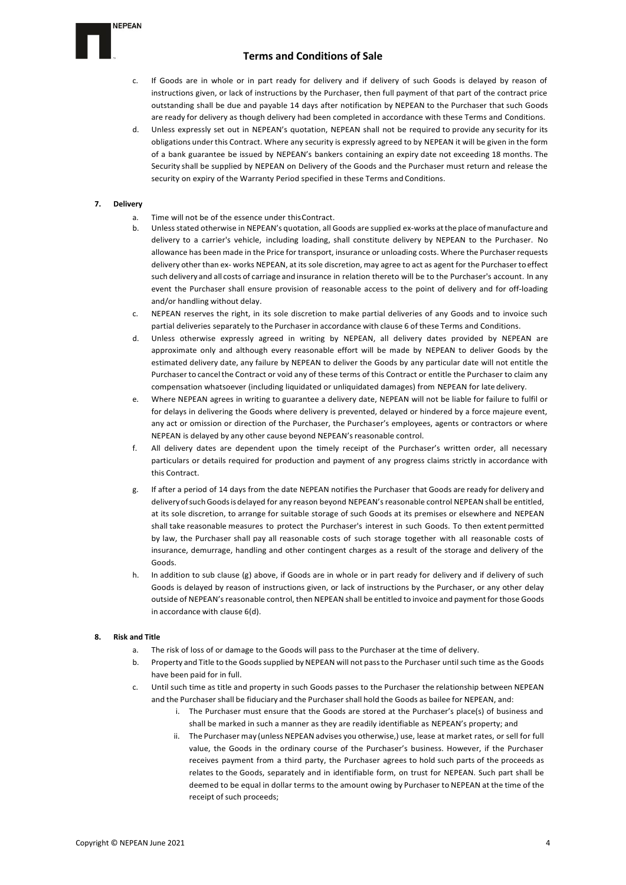c. If Goods are in whole or in part ready for delivery and if delivery of such Goods is delayed by reason of instructions given, or lack of instructions by the Purchaser, then full payment of that part of the contract price outstanding shall be due and payable 14 days after notification by NEPEAN to the Purchaser that such Goods are ready for delivery as though delivery had been completed in accordance with these Terms and Conditions.

d. Unless expressly set out in NEPEAN's quotation, NEPEAN shall not be required to provide any security for its obligations under this Contract. Where any security is expressly agreed to by NEPEAN it will be given in the form of a bank guarantee be issued by NEPEAN's bankers containing an expiry date not exceeding 18 months. The Security shall be supplied by NEPEAN on Delivery of the Goods and the Purchaser must return and release the security on expiry of the Warranty Period specified in these Terms and Conditions.

**7. Delivery**

a. Time will not be of the essence under this Contract.

b. Unless stated otherwise in NEPEAN's quotation, all Goods are supplied ex-works at the place of manufacture and delivery to a carrier's vehicle, including loading, shall constitute delivery by NEPEAN to the Purchaser. No allowance has been made in the Price for transport, insurance or unloading costs. Where the Purchaser requests delivery other than ex- works NEPEAN, at its sole discretion, may agree to act as agent for the Purchaser to effect such delivery and all costs of carriage and insurance in relation thereto will be to the Purchaser's account. In any event the Purchaser shall ensure provision of reasonable access to the point of delivery and for off-loading and/or handling without delay.

c. NEPEAN reserves the right, in its sole discretion to make partial deliveries of any Goods and to invoice such partial deliveries separately to the Purchaser in accordance with clause 6 of these Terms and Conditions.

d. Unless otherwise expressly agreed in writing by NEPEAN, all delivery dates provided by NEPEAN are approximate only and although every reasonable effort will be made by NEPEAN to deliver Goods by the estimated delivery date, any failure by NEPEAN to deliver the Goods by any particular date will not entitle the Purchaser to cancel the Contract or void any of these terms of this Contract or entitle the Purchaser to claim any compensation whatsoever (including liquidated or unliquidated damages) from NEPEAN for late delivery.

e. Where NEPEAN agrees in writing to guarantee a delivery date, NEPEAN will not be liable for failure to fulfil or for delays in delivering the Goods where delivery is prevented, delayed or hindered by a force majeure event, any act or omission or direction of the Purchaser, the Purchaser's employees, agents or contractors or where NEPEAN is delayed by any other cause beyond NEPEAN's reasonable control.

f. All delivery dates are dependent upon the timely receipt of the Purchaser's written order, all necessary particulars or details required for production and payment of any progress claims strictly in accordance with this Contract.

g. If after a period of 14 days from the date NEPEAN notifies the Purchaser that Goods are ready for delivery and delivery of such Goods is delayed for any reason beyond NEPEAN's reasonable control NEPEAN shall be entitled, at its sole discretion, to arrange for suitable storage of such Goods at its premises or elsewhere and NEPEAN shall take reasonable measures to protect the Purchaser's interest in such Goods. To then extent permitted by law, the Purchaser shall pay all reasonable costs of such storage together with all reasonable costs of insurance, demurrage, handling and other contingent charges as a result of the storage and delivery of the Goods.

h. In addition to sub clause (g) above, if Goods are in whole or in part ready for delivery and if delivery of such Goods is delayed by reason of instructions given, or lack of instructions by the Purchaser, or any other delay outside of NEPEAN's reasonable control, then NEPEAN shall be entitled to invoice and payment for those Goods in accordance with clause 6(d).

**8. Risk and Title**

a. The risk of loss of or damage to the Goods will pass to the Purchaser at the time of delivery.

b. Property and Title to the Goods supplied by NEPEAN will not pass to the Purchaser until such time as the Goods have been paid for in full.

c. Until such time as title and property in such Goods passes to the Purchaser the relationship between NEPEAN and the Purchaser shall be fiduciary and the Purchaser shall hold the Goods as bailee for NEPEAN, and:

   i. The Purchaser must ensure that the Goods are stored at the Purchaser's place(s) of business and shall be marked in such a manner as they are readily identifiable as NEPEAN's property; and

   ii. The Purchaser may (unless NEPEAN advises you otherwise,) use, lease at market rates, or sell for full value, the Goods in the ordinary course of the Purchaser's business. However, if the Purchaser receives payment from a third party, the Purchaser agrees to hold such parts of the proceeds as relates to the Goods, separately and in identifiable form, on trust for NEPEAN. Such part shall be deemed to be equal in dollar terms to the amount owing by Purchaser to NEPEAN at the time of the receipt of such proceeds;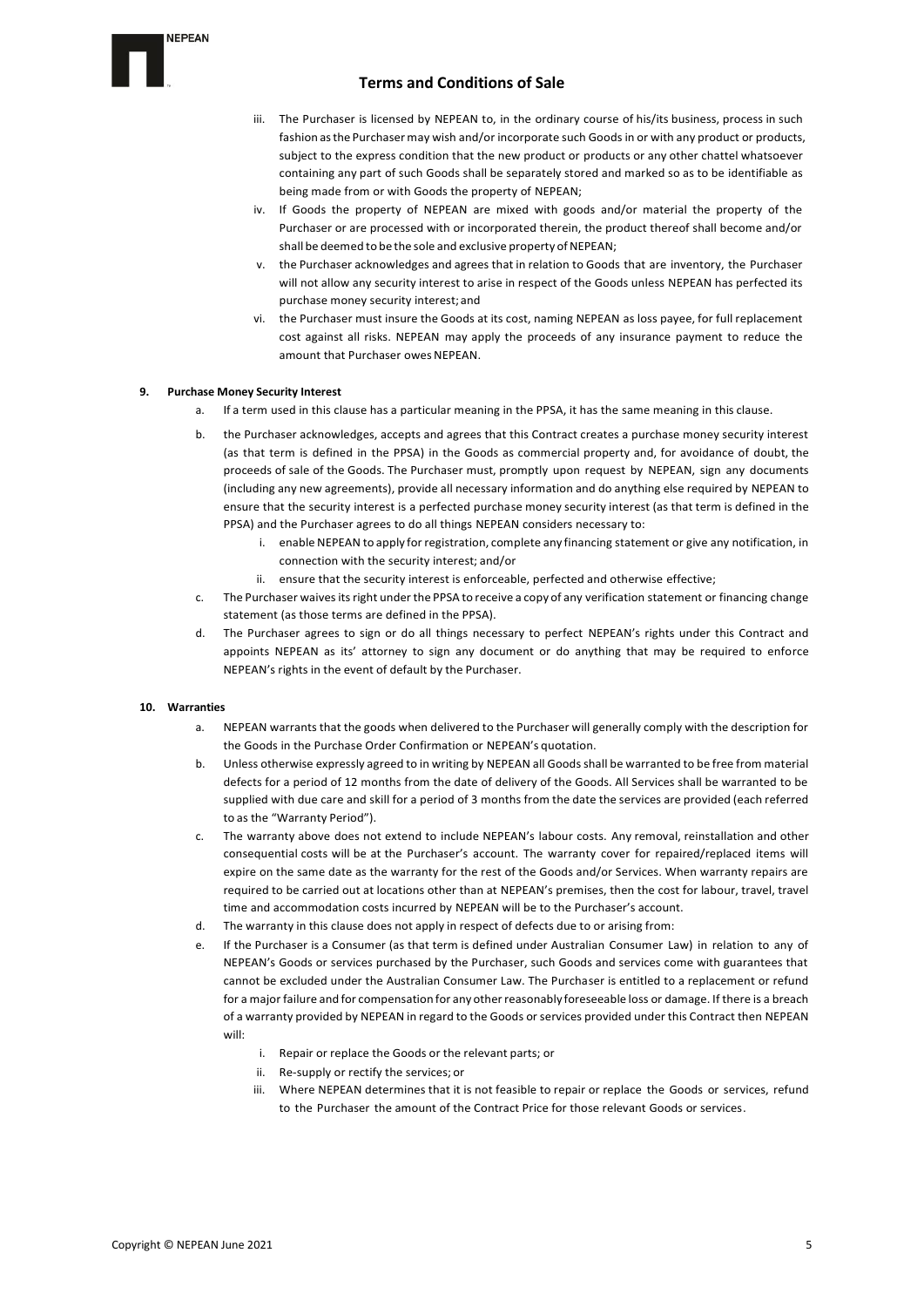iii. The Purchaser is licensed by NEPEAN to, in the ordinary course of his/its business, process in such fashion as the Purchaser may wish and/or incorporate such Goods in or with any product or products, subject to the express condition that the new product or products or any other chattel whatsoever containing any part of such Goods shall be separately stored and marked so as to be identifiable as being made from or with Goods the property of NEPEAN;

iv. If Goods the property of NEPEAN are mixed with goods and/or material the property of the Purchaser or are processed with or incorporated therein, the product thereof shall become and/or shall be deemed to be the sole and exclusive property of NEPEAN;

v. the Purchaser acknowledges and agrees that in relation to Goods that are inventory, the Purchaser will not allow any security interest to arise in respect of the Goods unless NEPEAN has perfected its purchase money security interest; and

vi. the Purchaser must insure the Goods at its cost, naming NEPEAN as loss payee, for full replacement cost against all risks. NEPEAN may apply the proceeds of any insurance payment to reduce the amount that Purchaser owes NEPEAN.

**9. Purchase Money Security Interest**

a. If a term used in this clause has a particular meaning in the PPSA, it has the same meaning in this clause.

b. the Purchaser acknowledges, accepts and agrees that this Contract creates a purchase money security interest (as that term is defined in the PPSA) in the Goods as commercial property and, for avoidance of doubt, the proceeds of sale of the Goods. The Purchaser must, promptly upon request by NEPEAN, sign any documents (including any new agreements), provide all necessary information and do anything else required by NEPEAN to ensure that the security interest is a perfected purchase money security interest (as that term is defined in the PPSA) and the Purchaser agrees to do all things NEPEAN considers necessary to:

   i. enable NEPEAN to apply for registration, complete any financing statement or give any notification, in connection with the security interest; and/or

   ii. ensure that the security interest is enforceable, perfected and otherwise effective;

c. The Purchaser waives its right under the PPSA to receive a copy of any verification statement or financing change statement (as those terms are defined in the PPSA).

d. The Purchaser agrees to sign or do all things necessary to perfect NEPEAN's rights under this Contract and appoints NEPEAN as its' attorney to sign any document or do anything that may be required to enforce NEPEAN's rights in the event of default by the Purchaser.

**10. Warranties**

a. NEPEAN warrants that the goods when delivered to the Purchaser will generally comply with the description for the Goods in the Purchase Order Confirmation or NEPEAN's quotation.

b. Unless otherwise expressly agreed to in writing by NEPEAN all Goods shall be warranted to be free from material defects for a period of 12 months from the date of delivery of the Goods. All Services shall be warranted to be supplied with due care and skill for a period of 3 months from the date the services are provided (each referred to as the "Warranty Period").

c. The warranty above does not extend to include NEPEAN's labour costs. Any removal, reinstallation and other consequential costs will be at the Purchaser's account. The warranty cover for repaired/replaced items will expire on the same date as the warranty for the rest of the Goods and/or Services. When warranty repairs are required to be carried out at locations other than at NEPEAN's premises, then the cost for labour, travel, travel time and accommodation costs incurred by NEPEAN will be to the Purchaser's account.

d. The warranty in this clause does not apply in respect of defects due to or arising from:

e. If the Purchaser is a Consumer (as that term is defined under Australian Consumer Law) in relation to any of NEPEAN's Goods or services purchased by the Purchaser, such Goods and services come with guarantees that cannot be excluded under the Australian Consumer Law. The Purchaser is entitled to a replacement or refund for a major failure and for compensation for any other reasonably foreseeable loss or damage. If there is a breach of a warranty provided by NEPEAN in regard to the Goods or services provided under this Contract then NEPEAN will:

   i. Repair or replace the Goods or the relevant parts; or

   ii. Re-supply or rectify the services; or

   iii. Where NEPEAN determines that it is not feasible to repair or replace the Goods or services, refund to the Purchaser the amount of the Contract Price for those relevant Goods or services.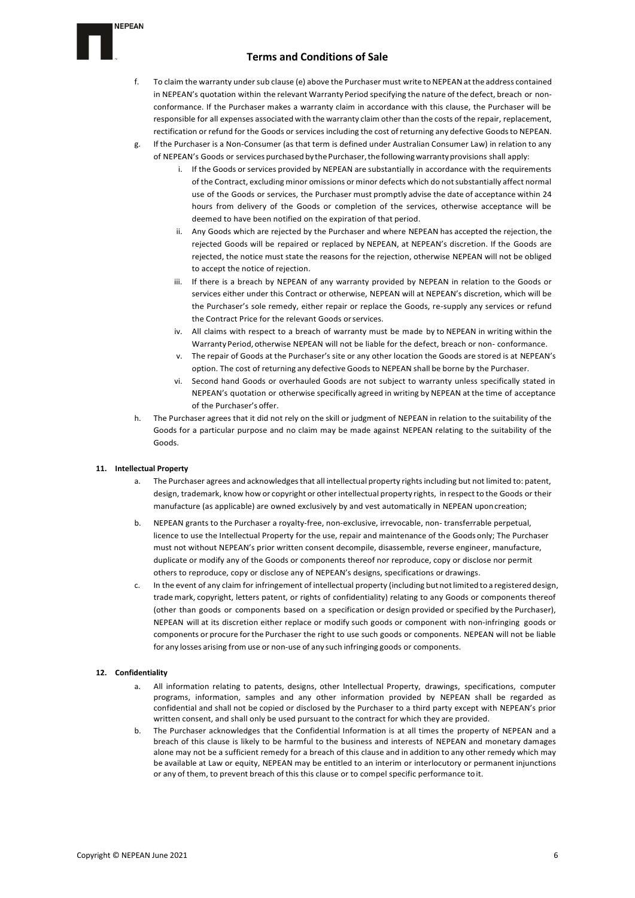f. To claim the warranty under sub clause (e) above the Purchaser must write to NEPEAN at the address contained in NEPEAN's quotation within the relevant Warranty Period specifying the nature of the defect, breach or non-conformance. If the Purchaser makes a warranty claim in accordance with this clause, the Purchaser will be responsible for all expenses associated with the warranty claim other than the costs of the repair, replacement, rectification or refund for the Goods or services including the cost of returning any defective Goods to NEPEAN.

g. If the Purchaser is a Non-Consumer (as that term is defined under Australian Consumer Law) in relation to any of NEPEAN's Goods or services purchased by the Purchaser, the following warranty provisions shall apply:

   i. If the Goods or services provided by NEPEAN are substantially in accordance with the requirements of the Contract, excluding minor omissions or minor defects which do not substantially affect normal use of the Goods or services, the Purchaser must promptly advise the date of acceptance within 24 hours from delivery of the Goods or completion of the services, otherwise acceptance will be deemed to have been notified on the expiration of that period.

   ii. Any Goods which are rejected by the Purchaser and where NEPEAN has accepted the rejection, the rejected Goods will be repaired or replaced by NEPEAN, at NEPEAN's discretion. If the Goods are rejected, the notice must state the reasons for the rejection, otherwise NEPEAN will not be obliged to accept the notice of rejection.

   iii. If there is a breach by NEPEAN of any warranty provided by NEPEAN in relation to the Goods or services either under this Contract or otherwise, NEPEAN will at NEPEAN's discretion, which will be the Purchaser's sole remedy, either repair or replace the Goods, re-supply any services or refund the Contract Price for the relevant Goods or services.

   iv. All claims with respect to a breach of warranty must be made by to NEPEAN in writing within the Warranty Period, otherwise NEPEAN will not be liable for the defect, breach or non- conformance.

   v. The repair of Goods at the Purchaser's site or any other location the Goods are stored is at NEPEAN's option. The cost of returning any defective Goods to NEPEAN shall be borne by the Purchaser.

   vi. Second hand Goods or overhauled Goods are not subject to warranty unless specifically stated in NEPEAN's quotation or otherwise specifically agreed in writing by NEPEAN at the time of acceptance of the Purchaser's offer.

h. The Purchaser agrees that it did not rely on the skill or judgment of NEPEAN in relation to the suitability of the Goods for a particular purpose and no claim may be made against NEPEAN relating to the suitability of the Goods.

**11. Intellectual Property**

a. The Purchaser agrees and acknowledges that all intellectual property rights including but not limited to: patent, design, trademark, know how or copyright or other intellectual property rights, in respect to the Goods or their manufacture (as applicable) are owned exclusively by and vest automatically in NEPEAN upon creation;

b. NEPEAN grants to the Purchaser a royalty-free, non-exclusive, irrevocable, non- transferrable perpetual, licence to use the Intellectual Property for the use, repair and maintenance of the Goods only; The Purchaser must not without NEPEAN's prior written consent decompile, disassemble, reverse engineer, manufacture, duplicate or modify any of the Goods or components thereof nor reproduce, copy or disclose nor permit others to reproduce, copy or disclose any of NEPEAN's designs, specifications or drawings.

c. In the event of any claim for infringement of intellectual property (including but not limited to a registered design, trade mark, copyright, letters patent, or rights of confidentiality) relating to any Goods or components thereof (other than goods or components based on a specification or design provided or specified by the Purchaser), NEPEAN will at its discretion either replace or modify such goods or component with non-infringing goods or components or procure for the Purchaser the right to use such goods or components. NEPEAN will not be liable for any losses arising from use or non-use of any such infringing goods or components.

**12. Confidentiality**

a. All information relating to patents, designs, other Intellectual Property, drawings, specifications, computer programs, information, samples and any other information provided by NEPEAN shall be regarded as confidential and shall not be copied or disclosed by the Purchaser to a third party except with NEPEAN's prior written consent, and shall only be used pursuant to the contract for which they are provided.

b. The Purchaser acknowledges that the Confidential Information is at all times the property of NEPEAN and a breach of this clause is likely to be harmful to the business and interests of NEPEAN and monetary damages alone may not be a sufficient remedy for a breach of this clause and in addition to any other remedy which may be available at Law or equity, NEPEAN may be entitled to an interim or interlocutory or permanent injunctions or any of them, to prevent breach of this this clause or to compel specific performance to it.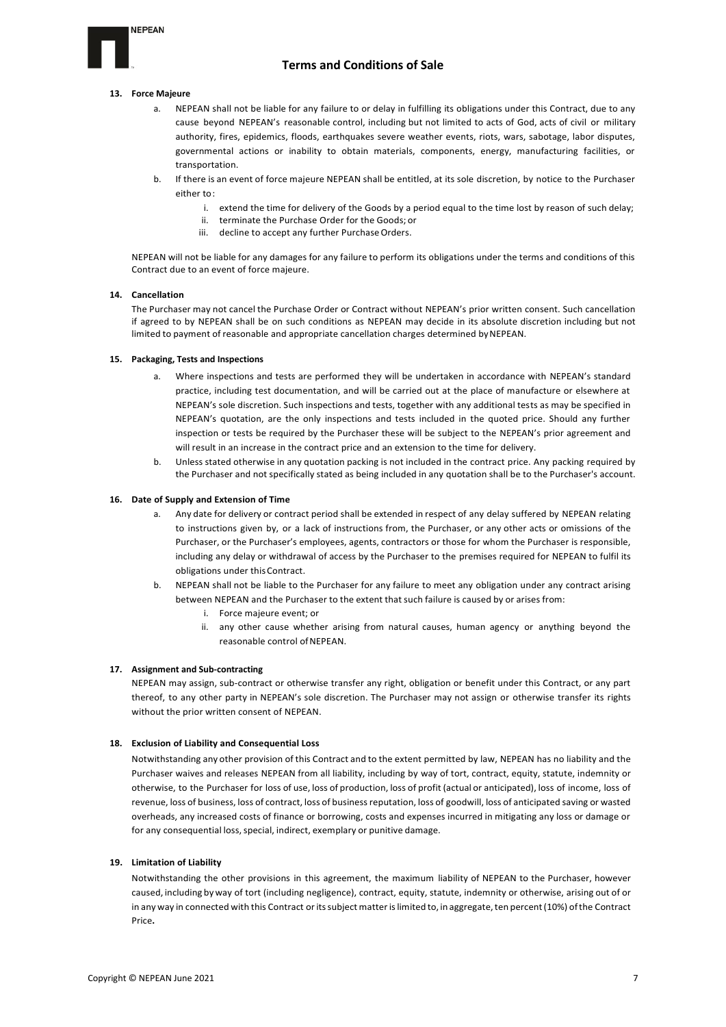### 13. Force Majeure

a. NEPEAN shall not be liable for any failure to or delay in fulfilling its obligations under this Contract, due to any cause beyond NEPEAN's reasonable control, including but not limited to acts of God, acts of civil or military authority, fires, epidemics, floods, earthquakes severe weather events, riots, wars, sabotage, labor disputes, governmental actions or inability to obtain materials, components, energy, manufacturing facilities, or transportation.

b. If there is an event of force majeure NEPEAN shall be entitled, at its sole discretion, by notice to the Purchaser either to:

   i. extend the time for delivery of the Goods by a period equal to the time lost by reason of such delay;
   ii. terminate the Purchase Order for the Goods; or
   iii. decline to accept any further Purchase Orders.

NEPEAN will not be liable for any damages for any failure to perform its obligations under the terms and conditions of this Contract due to an event of force majeure.

### 14. Cancellation

The Purchaser may not cancel the Purchase Order or Contract without NEPEAN's prior written consent. Such cancellation if agreed to by NEPEAN shall be on such conditions as NEPEAN may decide in its absolute discretion including but not limited to payment of reasonable and appropriate cancellation charges determined by NEPEAN.

### 15. Packaging, Tests and Inspections

a. Where inspections and tests are performed they will be undertaken in accordance with NEPEAN's standard practice, including test documentation, and will be carried out at the place of manufacture or elsewhere at NEPEAN's sole discretion. Such inspections and tests, together with any additional tests as may be specified in NEPEAN's quotation, are the only inspections and tests included in the quoted price. Should any further inspection or tests be required by the Purchaser these will be subject to the NEPEAN's prior agreement and will result in an increase in the contract price and an extension to the time for delivery.

b. Unless stated otherwise in any quotation packing is not included in the contract price. Any packing required by the Purchaser and not specifically stated as being included in any quotation shall be to the Purchaser's account.

### 16. Date of Supply and Extension of Time

a. Any date for delivery or contract period shall be extended in respect of any delay suffered by NEPEAN relating to instructions given by, or a lack of instructions from, the Purchaser, or any other acts or omissions of the Purchaser, or the Purchaser's employees, agents, contractors or those for whom the Purchaser is responsible, including any delay or withdrawal of access by the Purchaser to the premises required for NEPEAN to fulfil its obligations under this Contract.

b. NEPEAN shall not be liable to the Purchaser for any failure to meet any obligation under any contract arising between NEPEAN and the Purchaser to the extent that such failure is caused by or arises from:

   i. Force majeure event; or
   ii. any other cause whether arising from natural causes, human agency or anything beyond the reasonable control of NEPEAN.

### 17. Assignment and Sub-contracting

NEPEAN may assign, sub-contract or otherwise transfer any right, obligation or benefit under this Contract, or any part thereof, to any other party in NEPEAN's sole discretion. The Purchaser may not assign or otherwise transfer its rights without the prior written consent of NEPEAN.

### 18. Exclusion of Liability and Consequential Loss

Notwithstanding any other provision of this Contract and to the extent permitted by law, NEPEAN has no liability and the Purchaser waives and releases NEPEAN from all liability, including by way of tort, contract, equity, statute, indemnity or otherwise, to the Purchaser for loss of use, loss of production, loss of profit (actual or anticipated), loss of income, loss of revenue, loss of business, loss of contract, loss of business reputation, loss of goodwill, loss of anticipated saving or wasted overheads, any increased costs of finance or borrowing, costs and expenses incurred in mitigating any loss or damage or for any consequential loss, special, indirect, exemplary or punitive damage.

### 19. Limitation of Liability

Notwithstanding the other provisions in this agreement, the maximum liability of NEPEAN to the Purchaser, however caused, including by way of tort (including negligence), contract, equity, statute, indemnity or otherwise, arising out of or in any way in connected with this Contract or its subject matter is limited to, in aggregate, ten percent (10%) of the Contract Price**.**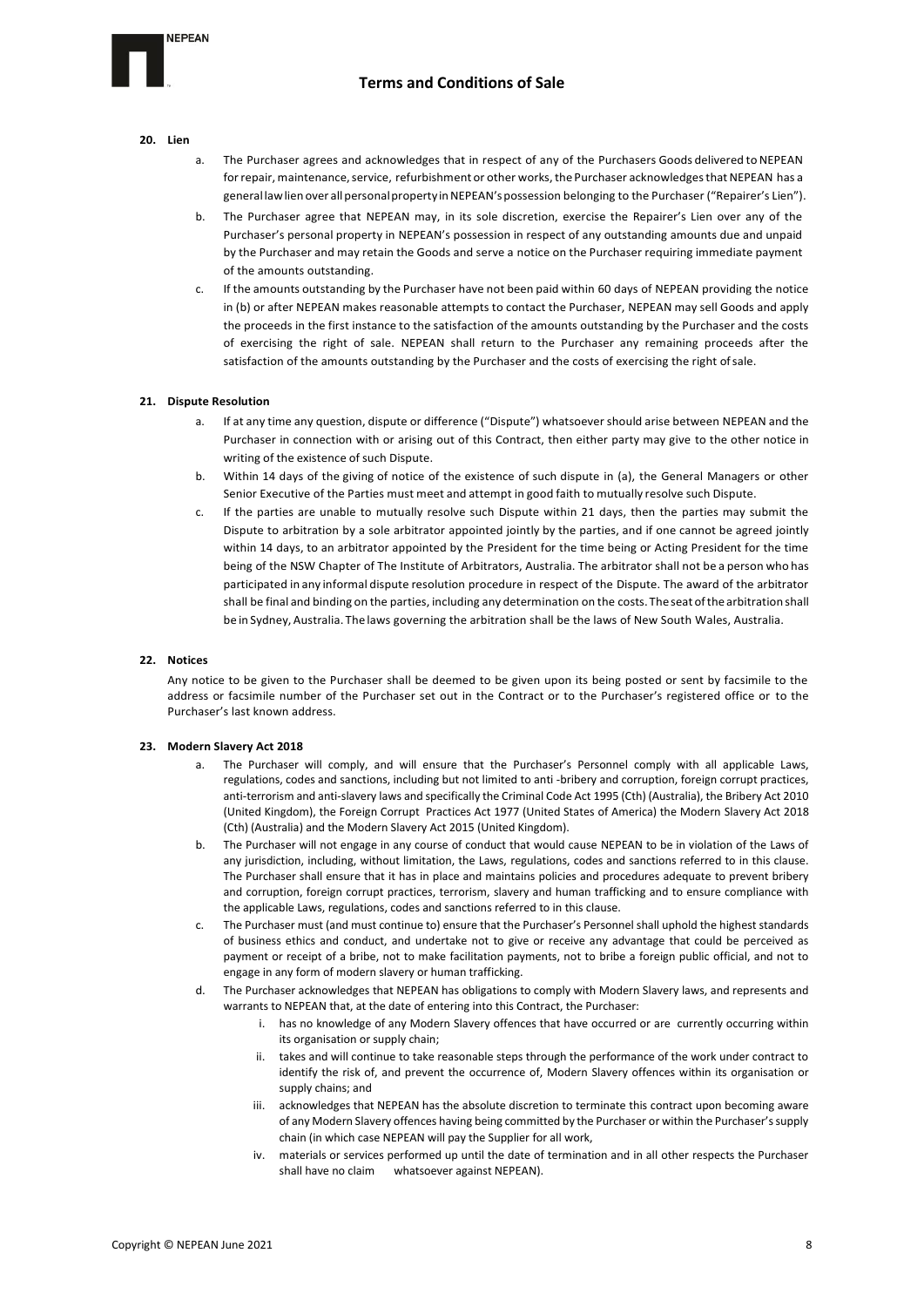**20. Lien**

a. The Purchaser agrees and acknowledges that in respect of any of the Purchasers Goods delivered to NEPEAN for repair, maintenance, service, refurbishment or other works, the Purchaser acknowledges that NEPEAN has a general law lien over all personal property in NEPEAN's possession belonging to the Purchaser ("Repairer's Lien").

b. The Purchaser agree that NEPEAN may, in its sole discretion, exercise the Repairer's Lien over any of the Purchaser's personal property in NEPEAN's possession in respect of any outstanding amounts due and unpaid by the Purchaser and may retain the Goods and serve a notice on the Purchaser requiring immediate payment of the amounts outstanding.

c. If the amounts outstanding by the Purchaser have not been paid within 60 days of NEPEAN providing the notice in (b) or after NEPEAN makes reasonable attempts to contact the Purchaser, NEPEAN may sell Goods and apply the proceeds in the first instance to the satisfaction of the amounts outstanding by the Purchaser and the costs of exercising the right of sale. NEPEAN shall return to the Purchaser any remaining proceeds after the satisfaction of the amounts outstanding by the Purchaser and the costs of exercising the right of sale.

**21. Dispute Resolution**

a. If at any time any question, dispute or difference ("Dispute") whatsoever should arise between NEPEAN and the Purchaser in connection with or arising out of this Contract, then either party may give to the other notice in writing of the existence of such Dispute.

b. Within 14 days of the giving of notice of the existence of such dispute in (a), the General Managers or other Senior Executive of the Parties must meet and attempt in good faith to mutually resolve such Dispute.

c. If the parties are unable to mutually resolve such Dispute within 21 days, then the parties may submit the Dispute to arbitration by a sole arbitrator appointed jointly by the parties, and if one cannot be agreed jointly within 14 days, to an arbitrator appointed by the President for the time being or Acting President for the time being of the NSW Chapter of The Institute of Arbitrators, Australia. The arbitrator shall not be a person who has participated in any informal dispute resolution procedure in respect of the Dispute. The award of the arbitrator shall be final and binding on the parties, including any determination on the costs. The seat of the arbitration shall be in Sydney, Australia. The laws governing the arbitration shall be the laws of New South Wales, Australia.

**22. Notices**

Any notice to be given to the Purchaser shall be deemed to be given upon its being posted or sent by facsimile to the address or facsimile number of the Purchaser set out in the Contract or to the Purchaser's registered office or to the Purchaser's last known address.

**23. Modern Slavery Act 2018**

a. The Purchaser will comply, and will ensure that the Purchaser's Personnel comply with all applicable Laws, regulations, codes and sanctions, including but not limited to anti -bribery and corruption, foreign corrupt practices, anti-terrorism and anti-slavery laws and specifically the Criminal Code Act 1995 (Cth) (Australia), the Bribery Act 2010 (United Kingdom), the Foreign Corrupt Practices Act 1977 (United States of America) the Modern Slavery Act 2018 (Cth) (Australia) and the Modern Slavery Act 2015 (United Kingdom).

b. The Purchaser will not engage in any course of conduct that would cause NEPEAN to be in violation of the Laws of any jurisdiction, including, without limitation, the Laws, regulations, codes and sanctions referred to in this clause. The Purchaser shall ensure that it has in place and maintains policies and procedures adequate to prevent bribery and corruption, foreign corrupt practices, terrorism, slavery and human trafficking and to ensure compliance with the applicable Laws, regulations, codes and sanctions referred to in this clause.

c. The Purchaser must (and must continue to) ensure that the Purchaser's Personnel shall uphold the highest standards of business ethics and conduct, and undertake not to give or receive any advantage that could be perceived as payment or receipt of a bribe, not to make facilitation payments, not to bribe a foreign public official, and not to engage in any form of modern slavery or human trafficking.

d. The Purchaser acknowledges that NEPEAN has obligations to comply with Modern Slavery laws, and represents and warrants to NEPEAN that, at the date of entering into this Contract, the Purchaser:

   i. has no knowledge of any Modern Slavery offences that have occurred or are currently occurring within its organisation or supply chain;

   ii. takes and will continue to take reasonable steps through the performance of the work under contract to identify the risk of, and prevent the occurrence of, Modern Slavery offences within its organisation or supply chains; and

   iii. acknowledges that NEPEAN has the absolute discretion to terminate this contract upon becoming aware of any Modern Slavery offences having being committed by the Purchaser or within the Purchaser's supply chain (in which case NEPEAN will pay the Supplier for all work,

   iv. materials or services performed up until the date of termination and in all other respects the Purchaser shall have no claim whatsoever against NEPEAN).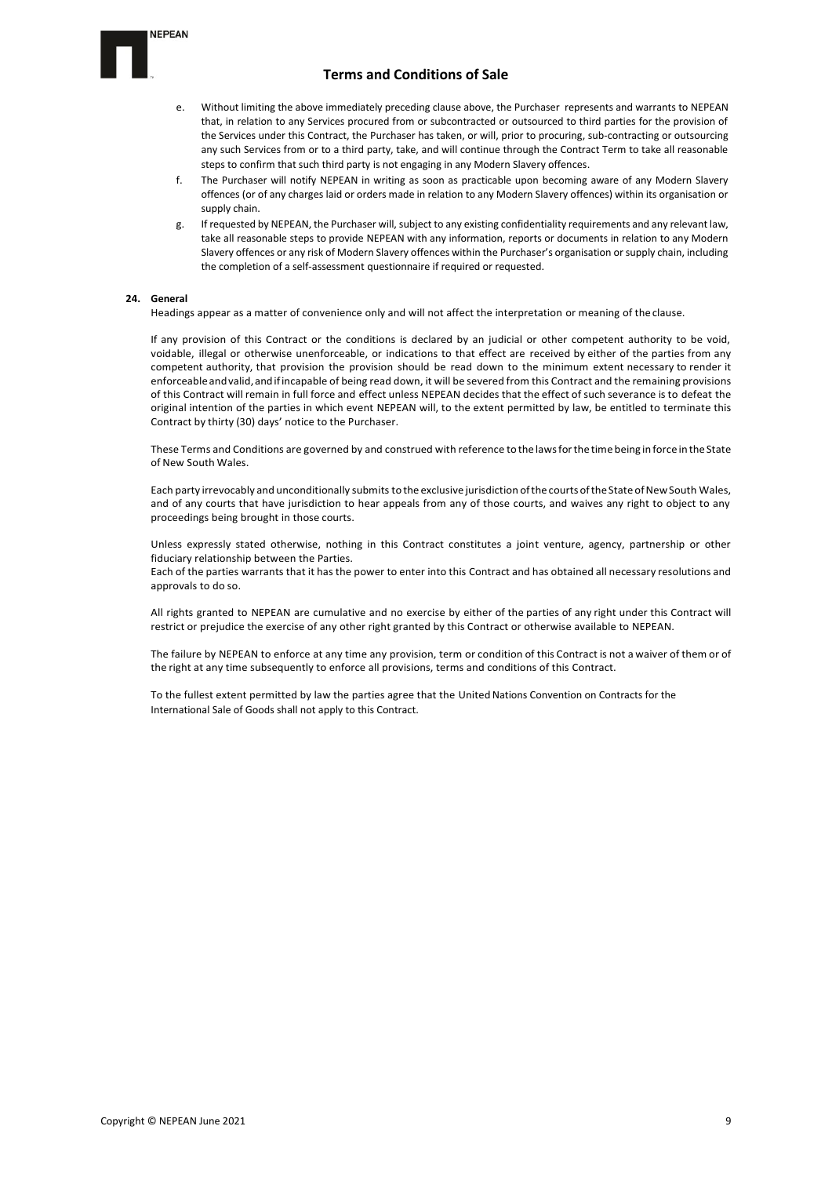e. Without limiting the above immediately preceding clause above, the Purchaser represents and warrants to NEPEAN that, in relation to any Services procured from or subcontracted or outsourced to third parties for the provision of the Services under this Contract, the Purchaser has taken, or will, prior to procuring, sub-contracting or outsourcing any such Services from or to a third party, take, and will continue through the Contract Term to take all reasonable steps to confirm that such third party is not engaging in any Modern Slavery offences.

f. The Purchaser will notify NEPEAN in writing as soon as practicable upon becoming aware of any Modern Slavery offences (or of any charges laid or orders made in relation to any Modern Slavery offences) within its organisation or supply chain.

g. If requested by NEPEAN, the Purchaser will, subject to any existing confidentiality requirements and any relevant law, take all reasonable steps to provide NEPEAN with any information, reports or documents in relation to any Modern Slavery offences or any risk of Modern Slavery offences within the Purchaser's organisation or supply chain, including the completion of a self-assessment questionnaire if required or requested.

**24. General**

Headings appear as a matter of convenience only and will not affect the interpretation or meaning of the clause.

If any provision of this Contract or the conditions is declared by an judicial or other competent authority to be void, voidable, illegal or otherwise unenforceable, or indications to that effect are received by either of the parties from any competent authority, that provision the provision should be read down to the minimum extent necessary to render it enforceable and valid, and if incapable of being read down, it will be severed from this Contract and the remaining provisions of this Contract will remain in full force and effect unless NEPEAN decides that the effect of such severance is to defeat the original intention of the parties in which event NEPEAN will, to the extent permitted by law, be entitled to terminate this Contract by thirty (30) days' notice to the Purchaser.

These Terms and Conditions are governed by and construed with reference to the laws for the time being in force in the State of New South Wales.

Each party irrevocably and unconditionally submits to the exclusive jurisdiction of the courts of the State of New South Wales, and of any courts that have jurisdiction to hear appeals from any of those courts, and waives any right to object to any proceedings being brought in those courts.

Unless expressly stated otherwise, nothing in this Contract constitutes a joint venture, agency, partnership or other fiduciary relationship between the Parties.
Each of the parties warrants that it has the power to enter into this Contract and has obtained all necessary resolutions and approvals to do so.

All rights granted to NEPEAN are cumulative and no exercise by either of the parties of any right under this Contract will restrict or prejudice the exercise of any other right granted by this Contract or otherwise available to NEPEAN.

The failure by NEPEAN to enforce at any time any provision, term or condition of this Contract is not a waiver of them or of the right at any time subsequently to enforce all provisions, terms and conditions of this Contract.

To the fullest extent permitted by law the parties agree that the United Nations Convention on Contracts for the International Sale of Goods shall not apply to this Contract.